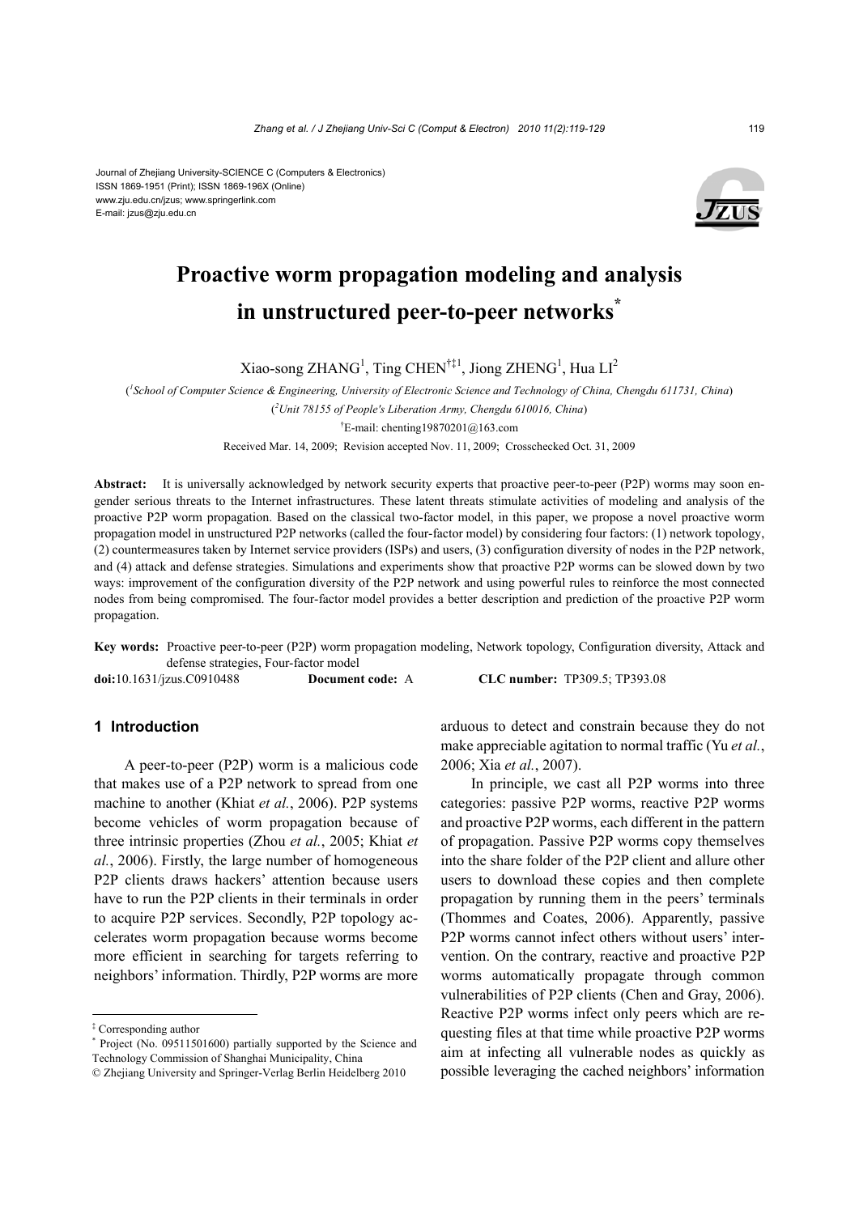Journal of Zhejiang University-SCIENCE C (Computers & Electronics)
ISSN 1869-1951 (Print); ISSN 1869-196X (Online)
www.zju.edu.cn/jzus; www.springerlink.com
E-mail: jzus@zju.edu.cn

# Proactive worm propagation modeling and analysis in unstructured peer-to-peer networks*

Xiao-song ZHANG[1], Ting CHEN[†‡1], Jiong ZHENG[1], Hua LI[2]

([1]*School of Computer Science & Engineering, University of Electronic Science and Technology of China, Chengdu 611731, China*)

([2]*Unit 78155 of People's Liberation Army, Chengdu 610016, China*)

[†]E-mail: chenting19870201@163.com

Received Mar. 14, 2009; Revision accepted Nov. 11, 2009; Crosschecked Oct. 31, 2009

**Abstract:** It is universally acknowledged by network security experts that proactive peer-to-peer (P2P) worms may soon engender serious threats to the Internet infrastructures. These latent threats stimulate activities of modeling and analysis of the proactive P2P worm propagation. Based on the classical two-factor model, in this paper, we propose a novel proactive worm propagation model in unstructured P2P networks (called the four-factor model) by considering four factors: (1) network topology, (2) countermeasures taken by Internet service providers (ISPs) and users, (3) configuration diversity of nodes in the P2P network, and (4) attack and defense strategies. Simulations and experiments show that proactive P2P worms can be slowed down by two ways: improvement of the configuration diversity of the P2P network and using powerful rules to reinforce the most connected nodes from being compromised. The four-factor model provides a better description and prediction of the proactive P2P worm propagation.

**Key words:** Proactive peer-to-peer (P2P) worm propagation modeling, Network topology, Configuration diversity, Attack and defense strategies, Four-factor model

**doi:**10.1631/jzus.C0910488 **Document code:** A **CLC number:** TP309.5; TP393.08

## 1 Introduction

A peer-to-peer (P2P) worm is a malicious code that makes use of a P2P network to spread from one machine to another (Khiat *et al.*, 2006). P2P systems become vehicles of worm propagation because of three intrinsic properties (Zhou *et al.*, 2005; Khiat *et al.*, 2006). Firstly, the large number of homogeneous P2P clients draws hackers' attention because users have to run the P2P clients in their terminals in order to acquire P2P services. Secondly, P2P topology accelerates worm propagation because worms become more efficient in searching for targets referring to neighbors' information. Thirdly, P2P worms are more arduous to detect and constrain because they do not make appreciable agitation to normal traffic (Yu *et al.*, 2006; Xia *et al.*, 2007).

In principle, we cast all P2P worms into three categories: passive P2P worms, reactive P2P worms and proactive P2P worms, each different in the pattern of propagation. Passive P2P worms copy themselves into the share folder of the P2P client and allure other users to download these copies and then complete propagation by running them in the peers' terminals (Thommes and Coates, 2006). Apparently, passive P2P worms cannot infect others without users' intervention. On the contrary, reactive and proactive P2P worms automatically propagate through common vulnerabilities of P2P clients (Chen and Gray, 2006). Reactive P2P worms infect only peers which are requesting files at that time while proactive P2P worms aim at infecting all vulnerable nodes as quickly as possible leveraging the cached neighbors' information

---

‡ Corresponding author

\* Project (No. 09511501600) partially supported by the Science and Technology Commission of Shanghai Municipality, China

© Zhejiang University and Springer-Verlag Berlin Heidelberg 2010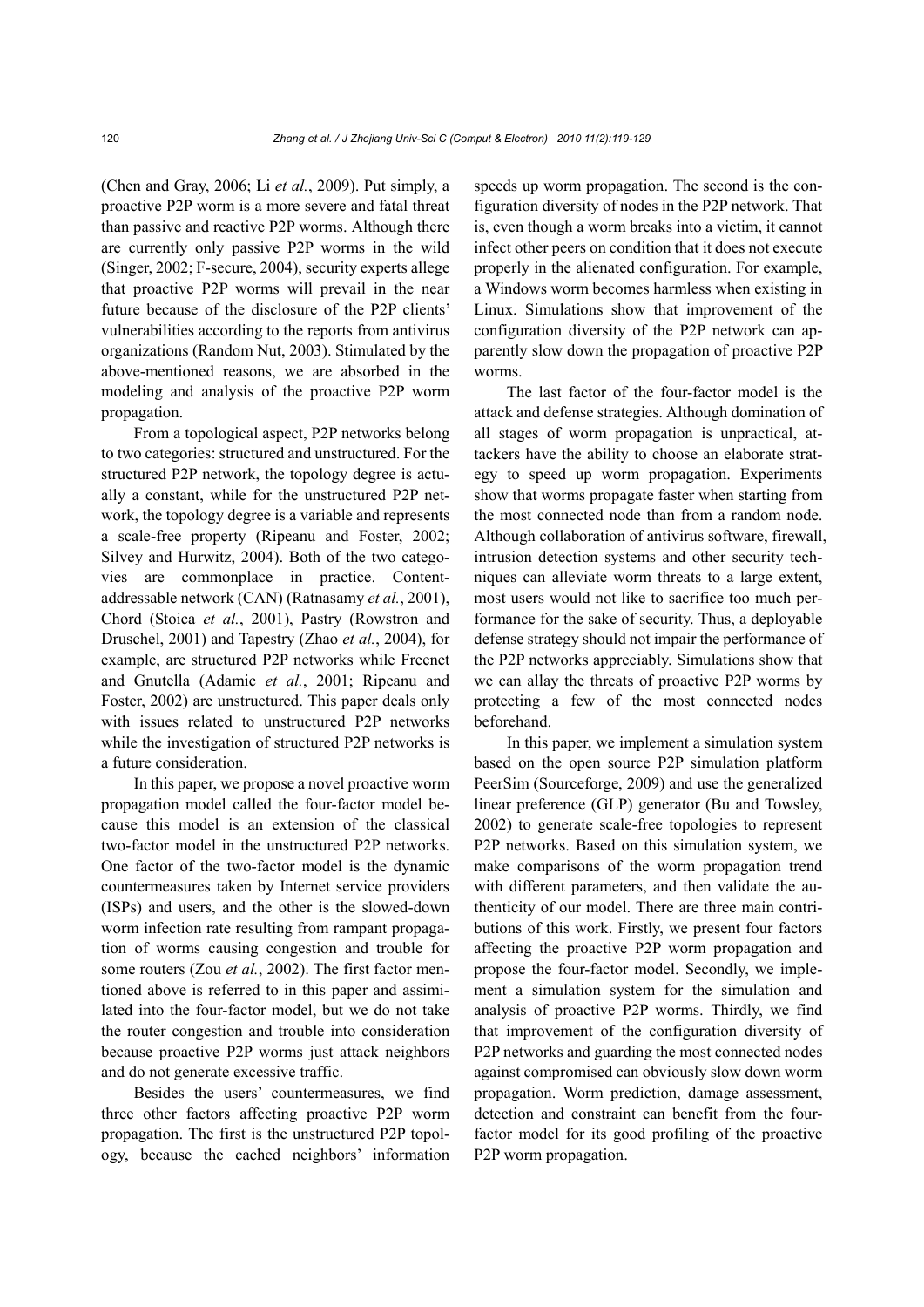(Chen and Gray, 2006; Li *et al.*, 2009). Put simply, a proactive P2P worm is a more severe and fatal threat than passive and reactive P2P worms. Although there are currently only passive P2P worms in the wild (Singer, 2002; F-secure, 2004), security experts allege that proactive P2P worms will prevail in the near future because of the disclosure of the P2P clients' vulnerabilities according to the reports from antivirus organizations (Random Nut, 2003). Stimulated by the above-mentioned reasons, we are absorbed in the modeling and analysis of the proactive P2P worm propagation.

From a topological aspect, P2P networks belong to two categories: structured and unstructured. For the structured P2P network, the topology degree is actually a constant, while for the unstructured P2P network, the topology degree is a variable and represents a scale-free property (Ripeanu and Foster, 2002; Silvey and Hurwitz, 2004). Both of the two categovies are commonplace in practice. Content-addressable network (CAN) (Ratnasamy *et al.*, 2001), Chord (Stoica *et al.*, 2001), Pastry (Rowstron and Druschel, 2001) and Tapestry (Zhao *et al.*, 2004), for example, are structured P2P networks while Freenet and Gnutella (Adamic *et al.*, 2001; Ripeanu and Foster, 2002) are unstructured. This paper deals only with issues related to unstructured P2P networks while the investigation of structured P2P networks is a future consideration.

In this paper, we propose a novel proactive worm propagation model called the four-factor model because this model is an extension of the classical two-factor model in the unstructured P2P networks. One factor of the two-factor model is the dynamic countermeasures taken by Internet service providers (ISPs) and users, and the other is the slowed-down worm infection rate resulting from rampant propagation of worms causing congestion and trouble for some routers (Zou *et al.*, 2002). The first factor mentioned above is referred to in this paper and assimilated into the four-factor model, but we do not take the router congestion and trouble into consideration because proactive P2P worms just attack neighbors and do not generate excessive traffic.

Besides the users' countermeasures, we find three other factors affecting proactive P2P worm propagation. The first is the unstructured P2P topology, because the cached neighbors' information speeds up worm propagation. The second is the configuration diversity of nodes in the P2P network. That is, even though a worm breaks into a victim, it cannot infect other peers on condition that it does not execute properly in the alienated configuration. For example, a Windows worm becomes harmless when existing in Linux. Simulations show that improvement of the configuration diversity of the P2P network can apparently slow down the propagation of proactive P2P worms.

The last factor of the four-factor model is the attack and defense strategies. Although domination of all stages of worm propagation is unpractical, attackers have the ability to choose an elaborate strategy to speed up worm propagation. Experiments show that worms propagate faster when starting from the most connected node than from a random node. Although collaboration of antivirus software, firewall, intrusion detection systems and other security techniques can alleviate worm threats to a large extent, most users would not like to sacrifice too much performance for the sake of security. Thus, a deployable defense strategy should not impair the performance of the P2P networks appreciably. Simulations show that we can allay the threats of proactive P2P worms by protecting a few of the most connected nodes beforehand.

In this paper, we implement a simulation system based on the open source P2P simulation platform PeerSim (Sourceforge, 2009) and use the generalized linear preference (GLP) generator (Bu and Towsley, 2002) to generate scale-free topologies to represent P2P networks. Based on this simulation system, we make comparisons of the worm propagation trend with different parameters, and then validate the authenticity of our model. There are three main contributions of this work. Firstly, we present four factors affecting the proactive P2P worm propagation and propose the four-factor model. Secondly, we implement a simulation system for the simulation and analysis of proactive P2P worms. Thirdly, we find that improvement of the configuration diversity of P2P networks and guarding the most connected nodes against compromised can obviously slow down worm propagation. Worm prediction, damage assessment, detection and constraint can benefit from the four-factor model for its good profiling of the proactive P2P worm propagation.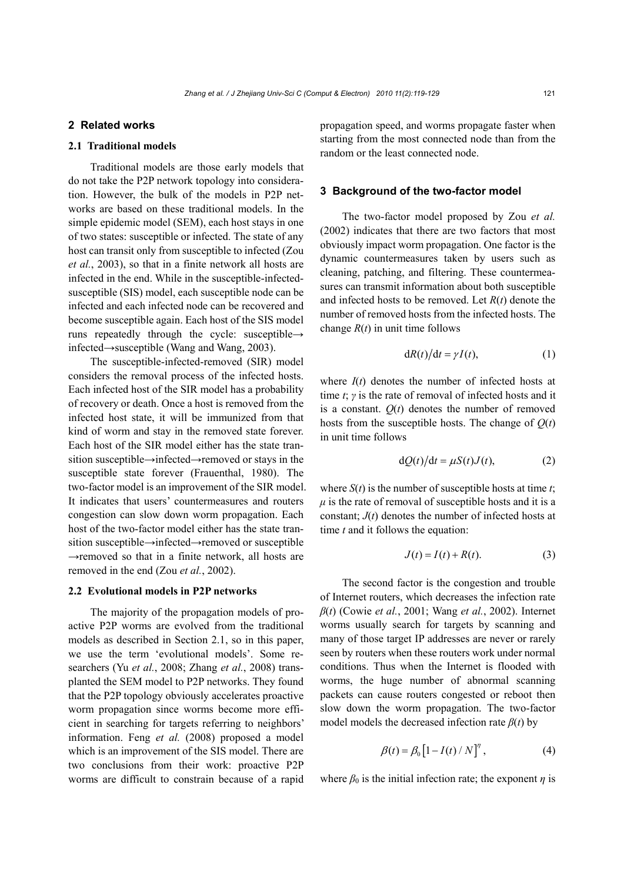## 2 Related works

### 2.1 Traditional models

Traditional models are those early models that do not take the P2P network topology into consideration. However, the bulk of the models in P2P networks are based on these traditional models. In the simple epidemic model (SEM), each host stays in one of two states: susceptible or infected. The state of any host can transit only from susceptible to infected (Zou *et al.*, 2003), so that in a finite network all hosts are infected in the end. While in the susceptible-infected-susceptible (SIS) model, each susceptible node can be infected and each infected node can be recovered and become susceptible again. Each host of the SIS model runs repeatedly through the cycle: susceptible→ infected→susceptible (Wang and Wang, 2003).

The susceptible-infected-removed (SIR) model considers the removal process of the infected hosts. Each infected host of the SIR model has a probability of recovery or death. Once a host is removed from the infected host state, it will be immunized from that kind of worm and stay in the removed state forever. Each host of the SIR model either has the state transition susceptible→infected→removed or stays in the susceptible state forever (Frauenthal, 1980). The two-factor model is an improvement of the SIR model. It indicates that users' countermeasures and routers congestion can slow down worm propagation. Each host of the two-factor model either has the state transition susceptible→infected→removed or susceptible →removed so that in a finite network, all hosts are removed in the end (Zou *et al.*, 2002).

### 2.2 Evolutional models in P2P networks

The majority of the propagation models of proactive P2P worms are evolved from the traditional models as described in Section 2.1, so in this paper, we use the term 'evolutional models'. Some researchers (Yu *et al.*, 2008; Zhang *et al.*, 2008) transplanted the SEM model to P2P networks. They found that the P2P topology obviously accelerates proactive worm propagation since worms become more efficient in searching for targets referring to neighbors' information. Feng *et al.* (2008) proposed a model which is an improvement of the SIS model. There are two conclusions from their work: proactive P2P worms are difficult to constrain because of a rapid propagation speed, and worms propagate faster when starting from the most connected node than from the random or the least connected node.

## 3 Background of the two-factor model

The two-factor model proposed by Zou *et al.* (2002) indicates that there are two factors that most obviously impact worm propagation. One factor is the dynamic countermeasures taken by users such as cleaning, patching, and filtering. These countermeasures can transmit information about both susceptible and infected hosts to be removed. Let $R(t)$ denote the number of removed hosts from the infected hosts. The change $R(t)$ in unit time follows

$$\mathrm{d}R(t)/\mathrm{d}t = \gamma I(t), \tag{1}$$

where $I(t)$ denotes the number of infected hosts at time $t$; $\gamma$ is the rate of removal of infected hosts and it is a constant. $Q(t)$ denotes the number of removed hosts from the susceptible hosts. The change of $Q(t)$ in unit time follows

$$\mathrm{d}Q(t)/\mathrm{d}t = \mu S(t)J(t), \tag{2}$$

where $S(t)$ is the number of susceptible hosts at time $t$; $\mu$ is the rate of removal of susceptible hosts and it is a constant; $J(t)$ denotes the number of infected hosts at time $t$ and it follows the equation:

$$J(t) = I(t) + R(t). \tag{3}$$

The second factor is the congestion and trouble of Internet routers, which decreases the infection rate $\beta(t)$ (Cowie *et al.*, 2001; Wang *et al.*, 2002). Internet worms usually search for targets by scanning and many of those target IP addresses are never or rarely seen by routers when these routers work under normal conditions. Thus when the Internet is flooded with worms, the huge number of abnormal scanning packets can cause routers congested or reboot then slow down the worm propagation. The two-factor model models the decreased infection rate $\beta(t)$ by

$$\beta(t) = \beta_0 \left[1 - I(t)/N\right]^{\eta}, \tag{4}$$

where $\beta_0$ is the initial infection rate; the exponent $\eta$ is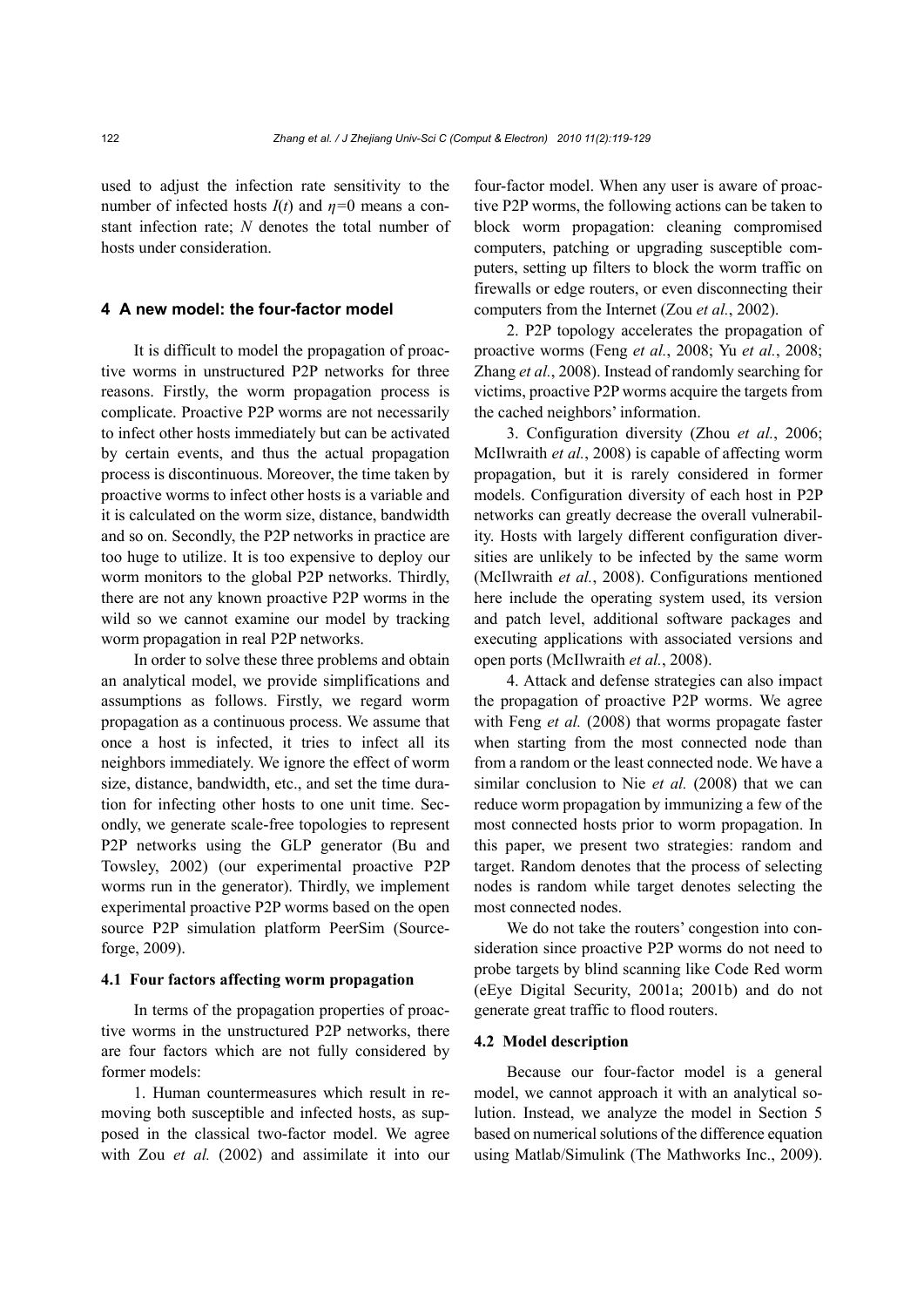used to adjust the infection rate sensitivity to the number of infected hosts $I(t)$ and $\eta$=0 means a constant infection rate; $N$ denotes the total number of hosts under consideration.

## 4 A new model: the four-factor model

It is difficult to model the propagation of proactive worms in unstructured P2P networks for three reasons. Firstly, the worm propagation process is complicate. Proactive P2P worms are not necessarily to infect other hosts immediately but can be activated by certain events, and thus the actual propagation process is discontinuous. Moreover, the time taken by proactive worms to infect other hosts is a variable and it is calculated on the worm size, distance, bandwidth and so on. Secondly, the P2P networks in practice are too huge to utilize. It is too expensive to deploy our worm monitors to the global P2P networks. Thirdly, there are not any known proactive P2P worms in the wild so we cannot examine our model by tracking worm propagation in real P2P networks.

In order to solve these three problems and obtain an analytical model, we provide simplifications and assumptions as follows. Firstly, we regard worm propagation as a continuous process. We assume that once a host is infected, it tries to infect all its neighbors immediately. We ignore the effect of worm size, distance, bandwidth, etc., and set the time duration for infecting other hosts to one unit time. Secondly, we generate scale-free topologies to represent P2P networks using the GLP generator (Bu and Towsley, 2002) (our experimental proactive P2P worms run in the generator). Thirdly, we implement experimental proactive P2P worms based on the open source P2P simulation platform PeerSim (Sourceforge, 2009).

### 4.1 Four factors affecting worm propagation

In terms of the propagation properties of proactive worms in the unstructured P2P networks, there are four factors which are not fully considered by former models:

1. Human countermeasures which result in removing both susceptible and infected hosts, as supposed in the classical two-factor model. We agree with Zou *et al.* (2002) and assimilate it into our four-factor model. When any user is aware of proactive P2P worms, the following actions can be taken to block worm propagation: cleaning compromised computers, patching or upgrading susceptible computers, setting up filters to block the worm traffic on firewalls or edge routers, or even disconnecting their computers from the Internet (Zou *et al.*, 2002).

2. P2P topology accelerates the propagation of proactive worms (Feng *et al.*, 2008; Yu *et al.*, 2008; Zhang *et al.*, 2008). Instead of randomly searching for victims, proactive P2P worms acquire the targets from the cached neighbors' information.

3. Configuration diversity (Zhou *et al.*, 2006; McIlwraith *et al.*, 2008) is capable of affecting worm propagation, but it is rarely considered in former models. Configuration diversity of each host in P2P networks can greatly decrease the overall vulnerability. Hosts with largely different configuration diversities are unlikely to be infected by the same worm (McIlwraith *et al.*, 2008). Configurations mentioned here include the operating system used, its version and patch level, additional software packages and executing applications with associated versions and open ports (McIlwraith *et al.*, 2008).

4. Attack and defense strategies can also impact the propagation of proactive P2P worms. We agree with Feng *et al.* (2008) that worms propagate faster when starting from the most connected node than from a random or the least connected node. We have a similar conclusion to Nie *et al.* (2008) that we can reduce worm propagation by immunizing a few of the most connected hosts prior to worm propagation. In this paper, we present two strategies: random and target. Random denotes that the process of selecting nodes is random while target denotes selecting the most connected nodes.

We do not take the routers' congestion into consideration since proactive P2P worms do not need to probe targets by blind scanning like Code Red worm (eEye Digital Security, 2001a; 2001b) and do not generate great traffic to flood routers.

### 4.2 Model description

Because our four-factor model is a general model, we cannot approach it with an analytical solution. Instead, we analyze the model in Section 5 based on numerical solutions of the difference equation using Matlab/Simulink (The Mathworks Inc., 2009).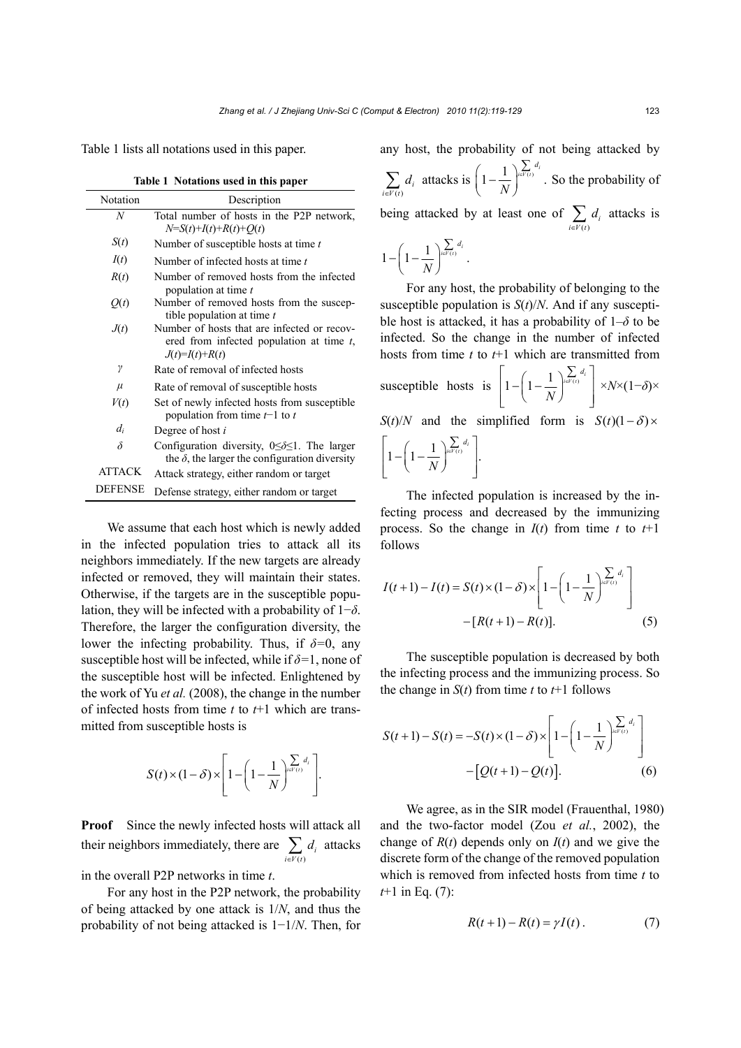Table 1 lists all notations used in this paper.

**Table 1 Notations used in this paper**

| Notation | Description |
|---|---|
| $N$ | Total number of hosts in the P2P network, $N$=$S(t)$+$I(t)$+$R(t)$+$Q(t)$ |
| $S(t)$ | Number of susceptible hosts at time $t$ |
| $I(t)$ | Number of infected hosts at time $t$ |
| $R(t)$ | Number of removed hosts from the infected population at time $t$ |
| $Q(t)$ | Number of removed hosts from the susceptible population at time $t$ |
| $J(t)$ | Number of hosts that are infected or recovered from infected population at time $t$, $J(t)$=$I(t)$+$R(t)$ |
| $\gamma$ | Rate of removal of infected hosts |
| $\mu$ | Rate of removal of susceptible hosts |
| $V(t)$ | Set of newly infected hosts from susceptible population from time $t$−1 to $t$ |
| $d_i$ | Degree of host $i$ |
| $\delta$ | Configuration diversity, $0 \le \delta \le 1$. The larger the $\delta$, the larger the configuration diversity |
| ATTACK | Attack strategy, either random or target |
| DEFENSE | Defense strategy, either random or target |

We assume that each host which is newly added in the infected population tries to attack all its neighbors immediately. If the new targets are already infected or removed, they will maintain their states. Otherwise, if the targets are in the susceptible population, they will be infected with a probability of $1-\delta$. Therefore, the larger the configuration diversity, the lower the infecting probability. Thus, if $\delta$=0, any susceptible host will be infected, while if $\delta$=1, none of the susceptible host will be infected. Enlightened by the work of Yu *et al.* (2008), the change in the number of infected hosts from time $t$ to $t$+1 which are transmitted from susceptible hosts is

$$S(t)\times(1-\delta)\times\left[1-\left(1-\frac{1}{N}\right)^{\sum_{i\in V(t)} d_i}\right].$$

**Proof** Since the newly infected hosts will attack all their neighbors immediately, there are $\sum_{i\in V(t)} d_i$ attacks in the overall P2P networks in time $t$.

For any host in the P2P network, the probability of being attacked by one attack is $1/N$, and thus the probability of not being attacked is $1-1/N$. Then, for any host, the probability of not being attacked by $\sum_{i\in V(t)} d_i$ attacks is $\left(1-\frac{1}{N}\right)^{\sum_{i\in V(t)} d_i}$. So the probability of being attacked by at least one of $\sum_{i\in V(t)} d_i$ attacks is $1-\left(1-\frac{1}{N}\right)^{\sum_{i\in V(t)} d_i}$.

For any host, the probability of belonging to the susceptible population is $S(t)/N$. And if any susceptible host is attacked, it has a probability of $1-\delta$ to be infected. So the change in the number of infected hosts from time $t$ to $t$+1 which are transmitted from susceptible hosts is $\left[1-\left(1-\frac{1}{N}\right)^{\sum_{i\in V(t)} d_i}\right]\times N\times(1-\delta)\times S(t)/N$ and the simplified form is $S(t)(1-\delta)\times\left[1-\left(1-\frac{1}{N}\right)^{\sum_{i\in V(t)} d_i}\right]$.

The infected population is increased by the infecting process and decreased by the immunizing process. So the change in $I(t)$ from time $t$ to $t$+1 follows

$$I(t+1)-I(t)=S(t)\times(1-\delta)\times\left[1-\left(1-\frac{1}{N}\right)^{\sum_{i\in V(t)} d_i}\right]-[R(t+1)-R(t)]. \tag{5}$$

The susceptible population is decreased by both the infecting process and the immunizing process. So the change in $S(t)$ from time $t$ to $t$+1 follows

$$S(t+1)-S(t)=-S(t)\times(1-\delta)\times\left[1-\left(1-\frac{1}{N}\right)^{\sum_{i\in V(t)} d_i}\right]-\left[Q(t+1)-Q(t)\right]. \tag{6}$$

We agree, as in the SIR model (Frauenthal, 1980) and the two-factor model (Zou *et al.*, 2002), the change of $R(t)$ depends only on $I(t)$ and we give the discrete form of the change of the removed population which is removed from infected hosts from time $t$ to $t$+1 in Eq. (7):

$$R(t+1)-R(t)=\gamma I(t). \tag{7}$$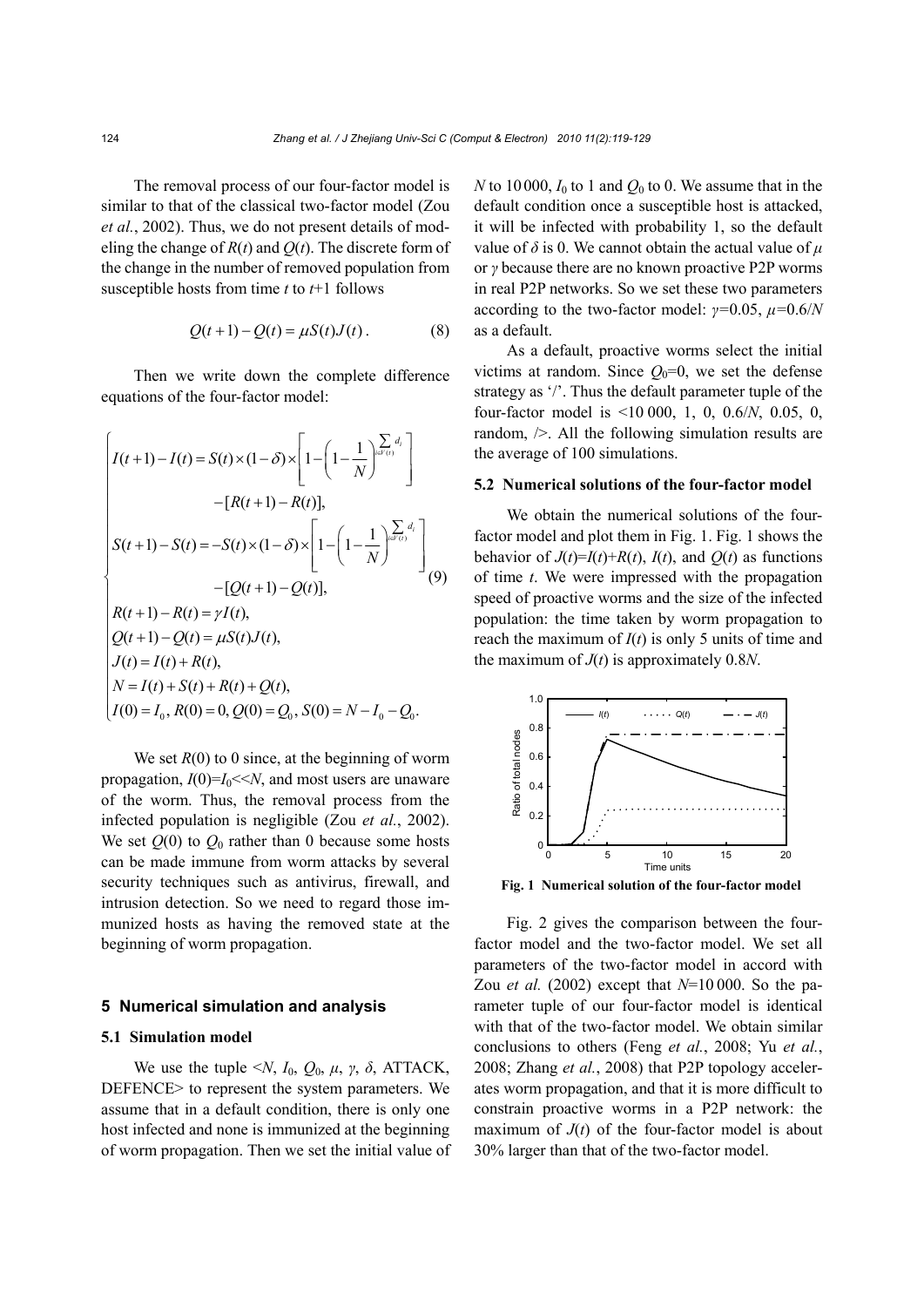The removal process of our four-factor model is similar to that of the classical two-factor model (Zou *et al.*, 2002). Thus, we do not present details of modeling the change of $R(t)$ and $Q(t)$. The discrete form of the change in the number of removed population from susceptible hosts from time $t$ to $t$+1 follows

$$Q(t+1)-Q(t)=\mu S(t)J(t). \tag{8}$$

Then we write down the complete difference equations of the four-factor model:

$$\begin{cases} I(t+1)-I(t)=S(t)\times(1-\delta)\times\left[1-\left(1-\dfrac{1}{N}\right)^{\sum_{i\in I'(t)} d_i}\right] \\ \qquad\qquad -[R(t+1)-R(t)], \\ S(t+1)-S(t)=-S(t)\times(1-\delta)\times\left[1-\left(1-\dfrac{1}{N}\right)^{\sum_{i\in I'(t)} d_i}\right] \\ \qquad\qquad -[Q(t+1)-Q(t)], \\ R(t+1)-R(t)=\gamma I(t), \\ Q(t+1)-Q(t)=\mu S(t)J(t), \\ J(t)=I(t)+R(t), \\ N=I(t)+S(t)+R(t)+Q(t), \\ I(0)=I_0,\, R(0)=0,\, Q(0)=Q_0,\, S(0)=N-I_0-Q_0. \end{cases} \tag{9}$$

We set $R(0)$ to 0 since, at the beginning of worm propagation, $I(0)=I_0<<N$, and most users are unaware of the worm. Thus, the removal process from the infected population is negligible (Zou *et al.*, 2002). We set $Q(0)$ to $Q_0$ rather than 0 because some hosts can be made immune from worm attacks by several security techniques such as antivirus, firewall, and intrusion detection. So we need to regard those immunized hosts as having the removed state at the beginning of worm propagation.

## 5 Numerical simulation and analysis

### 5.1 Simulation model

We use the tuple <$N$, $I_0$, $Q_0$, $\mu$, $\gamma$, $\delta$, ATTACK, DEFENCE> to represent the system parameters. We assume that in a default condition, there is only one host infected and none is immunized at the beginning of worm propagation. Then we set the initial value of $N$ to 10 000, $I_0$ to 1 and $Q_0$ to 0. We assume that in the default condition once a susceptible host is attacked, it will be infected with probability 1, so the default value of $\delta$ is 0. We cannot obtain the actual value of $\mu$ or $\gamma$ because there are no known proactive P2P worms in real P2P networks. So we set these two parameters according to the two-factor model: $\gamma$=0.05, $\mu$=0.6/$N$ as a default.

As a default, proactive worms select the initial victims at random. Since $Q_0$=0, we set the defense strategy as '/'. Thus the default parameter tuple of the four-factor model is <10 000, 1, 0, 0.6/$N$, 0.05, 0, random, />. All the following simulation results are the average of 100 simulations.

### 5.2 Numerical solutions of the four-factor model

We obtain the numerical solutions of the four-factor model and plot them in Fig. 1. Fig. 1 shows the behavior of $J(t)=I(t)+R(t)$, $I(t)$, and $Q(t)$ as functions of time $t$. We were impressed with the propagation speed of proactive worms and the size of the infected population: the time taken by worm propagation to reach the maximum of $I(t)$ is only 5 units of time and the maximum of $J(t)$ is approximately 0.8$N$.

Ratio of total nodes
1.0
0.8
0.6
0.4
0.2
0
0 5 10 15 20
Time units
I(t) Q(t) J(t)

**Fig. 1 Numerical solution of the four-factor model**

Fig. 2 gives the comparison between the four-factor model and the two-factor model. We set all parameters of the two-factor model in accord with Zou *et al.* (2002) except that $N$=10 000. So the parameter tuple of our four-factor model is identical with that of the two-factor model. We obtain similar conclusions to others (Feng *et al.*, 2008; Yu *et al.*, 2008; Zhang *et al.*, 2008) that P2P topology accelerates worm propagation, and that it is more difficult to constrain proactive worms in a P2P network: the maximum of $J(t)$ of the four-factor model is about 30% larger than that of the two-factor model.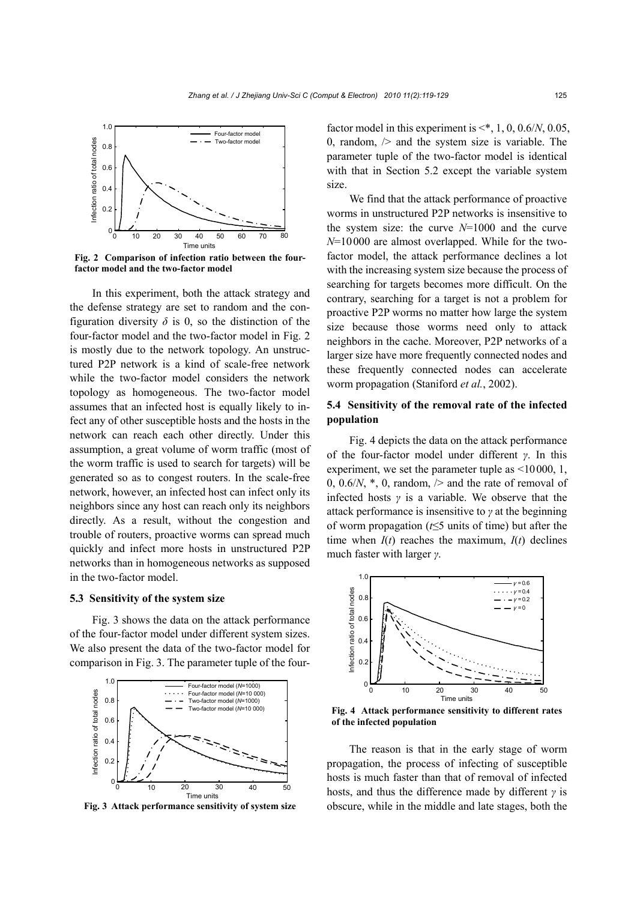1.0
Four-factor model
Two-factor model
0.8
0.6
0.4
0.2
0
Infection ratio of total nodes
0 10 20 30 40 50 60 70 80
Time units

**Fig. 2 Comparison of infection ratio between the four-factor model and the two-factor model**

In this experiment, both the attack strategy and the defense strategy are set to random and the configuration diversity $\delta$ is 0, so the distinction of the four-factor model and the two-factor model in Fig. 2 is mostly due to the network topology. An unstructured P2P network is a kind of scale-free network while the two-factor model considers the network topology as homogeneous. The two-factor model assumes that an infected host is equally likely to infect any of other susceptible hosts and the hosts in the network can reach each other directly. Under this assumption, a great volume of worm traffic (most of the worm traffic is used to search for targets) will be generated so as to congest routers. In the scale-free network, however, an infected host can infect only its neighbors since any host can reach only its neighbors directly. As a result, without the congestion and trouble of routers, proactive worms can spread much quickly and infect more hosts in unstructured P2P networks than in homogeneous networks as supposed in the two-factor model.

### 5.3 Sensitivity of the system size

Fig. 3 shows the data on the attack performance of the four-factor model under different system sizes. We also present the data of the two-factor model for comparison in Fig. 3. The parameter tuple of the four-factor model in this experiment is <*, 1, 0, $0.6/N$, 0.05, 0, random, /> and the system size is variable. The parameter tuple of the two-factor model is identical with that in Section 5.2 except the variable system size.

1.0
Four-factor model ($N$=1000)
Four-factor model ($N$=10 000)
Two-factor model ($N$=1000)
Two-factor model ($N$=10 000)
0.8
0.6
0.4
0.2
0
Infection ratio of total nodes
0 10 20 30 40 50
Time units

**Fig. 3 Attack performance sensitivity of system size**

We find that the attack performance of proactive worms in unstructured P2P networks is insensitive to the system size: the curve $N$=1000 and the curve $N$=10 000 are almost overlapped. While for the two-factor model, the attack performance declines a lot with the increasing system size because the process of searching for targets becomes more difficult. On the contrary, searching for a target is not a problem for proactive P2P worms no matter how large the system size because those worms need only to attack neighbors in the cache. Moreover, P2P networks of a larger size have more frequently connected nodes and these frequently connected nodes can accelerate worm propagation (Staniford *et al.*, 2002).

### 5.4 Sensitivity of the removal rate of the infected population

Fig. 4 depicts the data on the attack performance of the four-factor model under different $\gamma$. In this experiment, we set the parameter tuple as <10 000, 1, 0, $0.6/N$, *, 0, random, /> and the rate of removal of infected hosts $\gamma$ is a variable. We observe that the attack performance is insensitive to $\gamma$ at the beginning of worm propagation ($t\leq5$ units of time) but after the time when $I(t)$ reaches the maximum, $I(t)$ declines much faster with larger $\gamma$.

1.0
$\gamma$=0.6
$\gamma$=0.4
$\gamma$=0.2
$\gamma$=0
0.8
0.6
0.4
0.2
0
Infection ratio of total nodes
0 10 20 30 40 50
Time units

**Fig. 4 Attack performance sensitivity to different rates of the infected population**

The reason is that in the early stage of worm propagation, the process of infecting of susceptible hosts is much faster than that of removal of infected hosts, and thus the difference made by different $\gamma$ is obscure, while in the middle and late stages, both the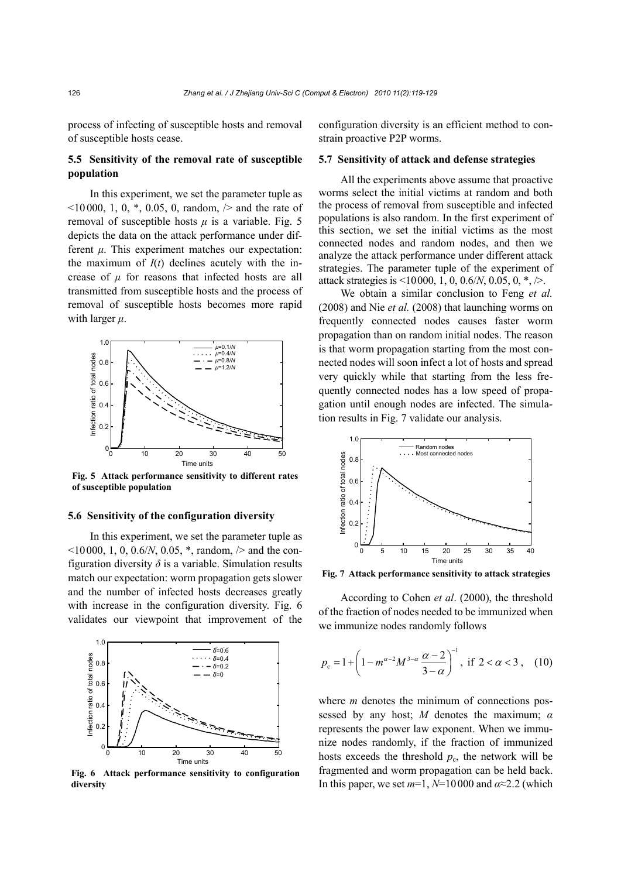process of infecting of susceptible hosts and removal of susceptible hosts cease.

### 5.5 Sensitivity of the removal rate of susceptible population

In this experiment, we set the parameter tuple as <10 000, 1, 0, *, 0.05, 0, random, /> and the rate of removal of susceptible hosts $\mu$ is a variable. Fig. 5 depicts the data on the attack performance under different $\mu$. This experiment matches our expectation: the maximum of $I(t)$ declines acutely with the increase of $\mu$ for reasons that infected hosts are all transmitted from susceptible hosts and the process of removal of susceptible hosts becomes more rapid with larger $\mu$.

Infection ratio of total nodes
Time units
μ=0.1/N
μ=0.4/N
μ=0.8/N
μ=1.2/N

**Fig. 5 Attack performance sensitivity to different rates of susceptible population**

### 5.6 Sensitivity of the configuration diversity

In this experiment, we set the parameter tuple as <10 000, 1, 0, 0.6/$N$, 0.05, *, random, /> and the configuration diversity $\delta$ is a variable. Simulation results match our expectation: worm propagation gets slower and the number of infected hosts decreases greatly with increase in the configuration diversity. Fig. 6 validates our viewpoint that improvement of the configuration diversity is an efficient method to constrain proactive P2P worms.

Infection ratio of total nodes
Time units
δ=0.6
δ=0.4
δ=0.2
δ=0

**Fig. 6 Attack performance sensitivity to configuration diversity**

### 5.7 Sensitivity of attack and defense strategies

All the experiments above assume that proactive worms select the initial victims at random and both the process of removal from susceptible and infected populations is also random. In the first experiment of this section, we set the initial victims as the most connected nodes and random nodes, and then we analyze the attack performance under different attack strategies. The parameter tuple of the experiment of attack strategies is <10 000, 1, 0, 0.6/$N$, 0.05, 0, *, />.

We obtain a similar conclusion to Feng *et al.* (2008) and Nie *et al.* (2008) that launching worms on frequently connected nodes causes faster worm propagation than on random initial nodes. The reason is that worm propagation starting from the most connected nodes will soon infect a lot of hosts and spread very quickly while that starting from the less frequently connected nodes has a low speed of propagation until enough nodes are infected. The simulation results in Fig. 7 validate our analysis.

Infection ratio of total nodes
Time units
Random nodes
Most connected nodes

**Fig. 7 Attack performance sensitivity to attack strategies**

According to Cohen *et al*. (2000), the threshold of the fraction of nodes needed to be immunized when we immunize nodes randomly follows

$$p_c = 1 + \left(1 - m^{\alpha-2} M^{3-\alpha} \frac{\alpha - 2}{3 - \alpha}\right)^{-1}, \text{ if } 2 < \alpha < 3, \quad (10)$$

where $m$ denotes the minimum of connections possessed by any host; $M$ denotes the maximum; $\alpha$ represents the power law exponent. When we immunize nodes randomly, if the fraction of immunized hosts exceeds the threshold $p_c$, the network will be fragmented and worm propagation can be held back. In this paper, we set $m$=1, $N$=10 000 and $\alpha$≈2.2 (which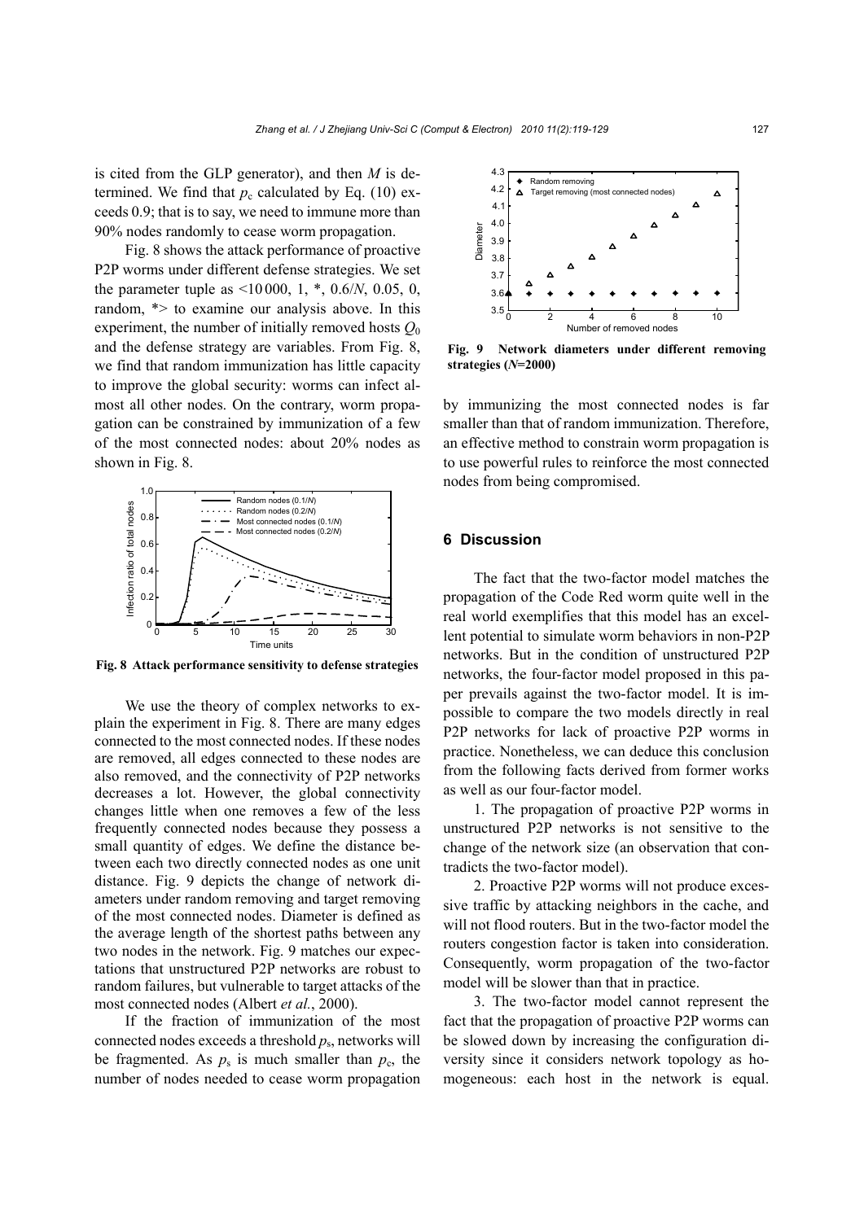is cited from the GLP generator), and then $M$ is determined. We find that $p_c$ calculated by Eq. (10) exceeds 0.9; that is to say, we need to immune more than 90% nodes randomly to cease worm propagation.

Fig. 8 shows the attack performance of proactive P2P worms under different defense strategies. We set the parameter tuple as <10 000, 1, *, 0.6/$N$, 0.05, 0, random, *> to examine our analysis above. In this experiment, the number of initially removed hosts $Q_0$ and the defense strategy are variables. From Fig. 8, we find that random immunization has little capacity to improve the global security: worms can infect almost all other nodes. On the contrary, worm propagation can be constrained by immunization of a few of the most connected nodes: about 20% nodes as shown in Fig. 8.

Infection ratio of total nodes
Time units
Random nodes (0.1/$N$)
Random nodes (0.2/$N$)
Most connected nodes (0.1/$N$)
Most connected nodes (0.2/$N$)
0
0.2
0.4
0.6
0.8
1.0
0
5
10
15
20
25
30

**Fig. 8 Attack performance sensitivity to defense strategies**

We use the theory of complex networks to explain the experiment in Fig. 8. There are many edges connected to the most connected nodes. If these nodes are removed, all edges connected to these nodes are also removed, and the connectivity of P2P networks decreases a lot. However, the global connectivity changes little when one removes a few of the less frequently connected nodes because they possess a small quantity of edges. We define the distance between each two directly connected nodes as one unit distance. Fig. 9 depicts the change of network diameters under random removing and target removing of the most connected nodes. Diameter is defined as the average length of the shortest paths between any two nodes in the network. Fig. 9 matches our expectations that unstructured P2P networks are robust to random failures, but vulnerable to target attacks of the most connected nodes (Albert *et al.*, 2000).

If the fraction of immunization of the most connected nodes exceeds a threshold $p_s$, networks will be fragmented. As $p_s$ is much smaller than $p_c$, the number of nodes needed to cease worm propagation

Diameter
Number of removed nodes
Random removing
Target removing (most connected nodes)
3.5
3.6
3.7
3.8
3.9
4.0
4.1
4.2
4.3
0
2
4
6
8
10

**Fig. 9 Network diameters under different removing strategies ($N$=2000)**

by immunizing the most connected nodes is far smaller than that of random immunization. Therefore, an effective method to constrain worm propagation is to use powerful rules to reinforce the most connected nodes from being compromised.

## 6 Discussion

The fact that the two-factor model matches the propagation of the Code Red worm quite well in the real world exemplifies that this model has an excellent potential to simulate worm behaviors in non-P2P networks. But in the condition of unstructured P2P networks, the four-factor model proposed in this paper prevails against the two-factor model. It is impossible to compare the two models directly in real P2P networks for lack of proactive P2P worms in practice. Nonetheless, we can deduce this conclusion from the following facts derived from former works as well as our four-factor model.

1. The propagation of proactive P2P worms in unstructured P2P networks is not sensitive to the change of the network size (an observation that contradicts the two-factor model).

2. Proactive P2P worms will not produce excessive traffic by attacking neighbors in the cache, and will not flood routers. But in the two-factor model the routers congestion factor is taken into consideration. Consequently, worm propagation of the two-factor model will be slower than that in practice.

3. The two-factor model cannot represent the fact that the propagation of proactive P2P worms can be slowed down by increasing the configuration diversity since it considers network topology as homogeneous: each host in the network is equal.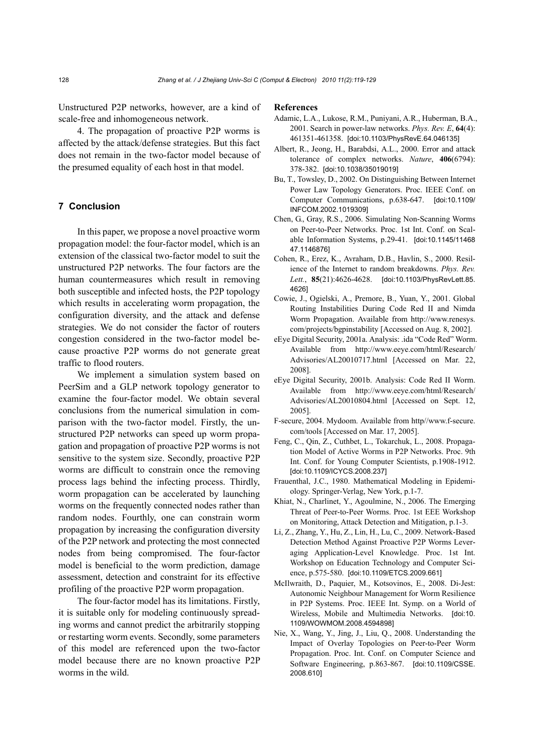Unstructured P2P networks, however, are a kind of scale-free and inhomogeneous network.

4. The propagation of proactive P2P worms is affected by the attack/defense strategies. But this fact does not remain in the two-factor model because of the presumed equality of each host in that model.

## 7 Conclusion

In this paper, we propose a novel proactive worm propagation model: the four-factor model, which is an extension of the classical two-factor model to suit the unstructured P2P networks. The four factors are the human countermeasures which result in removing both susceptible and infected hosts, the P2P topology which results in accelerating worm propagation, the configuration diversity, and the attack and defense strategies. We do not consider the factor of routers congestion considered in the two-factor model because proactive P2P worms do not generate great traffic to flood routers.

We implement a simulation system based on PeerSim and a GLP network topology generator to examine the four-factor model. We obtain several conclusions from the numerical simulation in comparison with the two-factor model. Firstly, the unstructured P2P networks can speed up worm propagation and propagation of proactive P2P worms is not sensitive to the system size. Secondly, proactive P2P worms are difficult to constrain once the removing process lags behind the infecting process. Thirdly, worm propagation can be accelerated by launching worms on the frequently connected nodes rather than random nodes. Fourthly, one can constrain worm propagation by increasing the configuration diversity of the P2P network and protecting the most connected nodes from being compromised. The four-factor model is beneficial to the worm prediction, damage assessment, detection and constraint for its effective profiling of the proactive P2P worm propagation.

The four-factor model has its limitations. Firstly, it is suitable only for modeling continuously spreading worms and cannot predict the arbitrarily stopping or restarting worm events. Secondly, some parameters of this model are referenced upon the two-factor model because there are no known proactive P2P worms in the wild.

## References

Adamic, L.A., Lukose, R.M., Puniyani, A.R., Huberman, B.A., 2001. Search in power-law networks. *Phys. Rev. E*, **64**(4): 461351-461358. [doi:10.1103/PhysRevE.64.046135]

Albert, R., Jeong, H., Barabdsi, A.L., 2000. Error and attack tolerance of complex networks. *Nature*, **406**(6794): 378-382. [doi:10.1038/35019019]

Bu, T., Towsley, D., 2002. On Distinguishing Between Internet Power Law Topology Generators. Proc. IEEE Conf. on Computer Communications, p.638-647. [doi:10.1109/INFCOM.2002.1019309]

Chen, G., Gray, R.S., 2006. Simulating Non-Scanning Worms on Peer-to-Peer Networks. Proc. 1st Int. Conf. on Scalable Information Systems, p.29-41. [doi:10.1145/1146847.1146876]

Cohen, R., Erez, K., Avraham, D.B., Havlin, S., 2000. Resilience of the Internet to random breakdowns. *Phys. Rev. Lett.*, **85**(21):4626-4628. [doi:10.1103/PhysRevLett.85.4626]

Cowie, J., Ogielski, A., Premore, B., Yuan, Y., 2001. Global Routing Instabilities During Code Red II and Nimda Worm Propagation. Available from http://www.renesys.com/projects/bgpinstability [Accessed on Aug. 8, 2002].

eEye Digital Security, 2001a. Analysis: .ida "Code Red" Worm. Available from http://www.eeye.com/html/Research/Advisories/AL20010717.html [Accessed on Mar. 22, 2008].

eEye Digital Security, 2001b. Analysis: Code Red II Worm. Available from http://www.eeye.com/html/Research/Advisories/AL20010804.html [Accessed on Sept. 12, 2005].

F-secure, 2004. Mydoom. Available from http//www.f-secure.com/tools [Accessed on Mar. 17, 2005].

Feng, C., Qin, Z., Cuthbet, L., Tokarchuk, L., 2008. Propagation Model of Active Worms in P2P Networks. Proc. 9th Int. Conf. for Young Computer Scientists, p.1908-1912. [doi:10.1109/ICYCS.2008.237]

Frauenthal, J.C., 1980. Mathematical Modeling in Epidemiology. Springer-Verlag, New York, p.1-7.

Khiat, N., Charlinet, Y., Agoulmine, N., 2006. The Emerging Threat of Peer-to-Peer Worms. Proc. 1st EEE Workshop on Monitoring, Attack Detection and Mitigation, p.1-3.

Li, Z., Zhang, Y., Hu, Z., Lin, H., Lu, C., 2009. Network-Based Detection Method Against Proactive P2P Worms Leveraging Application-Level Knowledge. Proc. 1st Int. Workshop on Education Technology and Computer Science, p.575-580. [doi:10.1109/ETCS.2009.661]

McIlwraith, D., Paquier, M., Kotsovinos, E., 2008. Di-Jest: Autonomic Neighbour Management for Worm Resilience in P2P Systems. Proc. IEEE Int. Symp. on a World of Wireless, Mobile and Multimedia Networks. [doi:10.1109/WOWMOM.2008.4594898]

Nie, X., Wang, Y., Jing, J., Liu, Q., 2008. Understanding the Impact of Overlay Topologies on Peer-to-Peer Worm Propagation. Proc. Int. Conf. on Computer Science and Software Engineering, p.863-867. [doi:10.1109/CSSE.2008.610]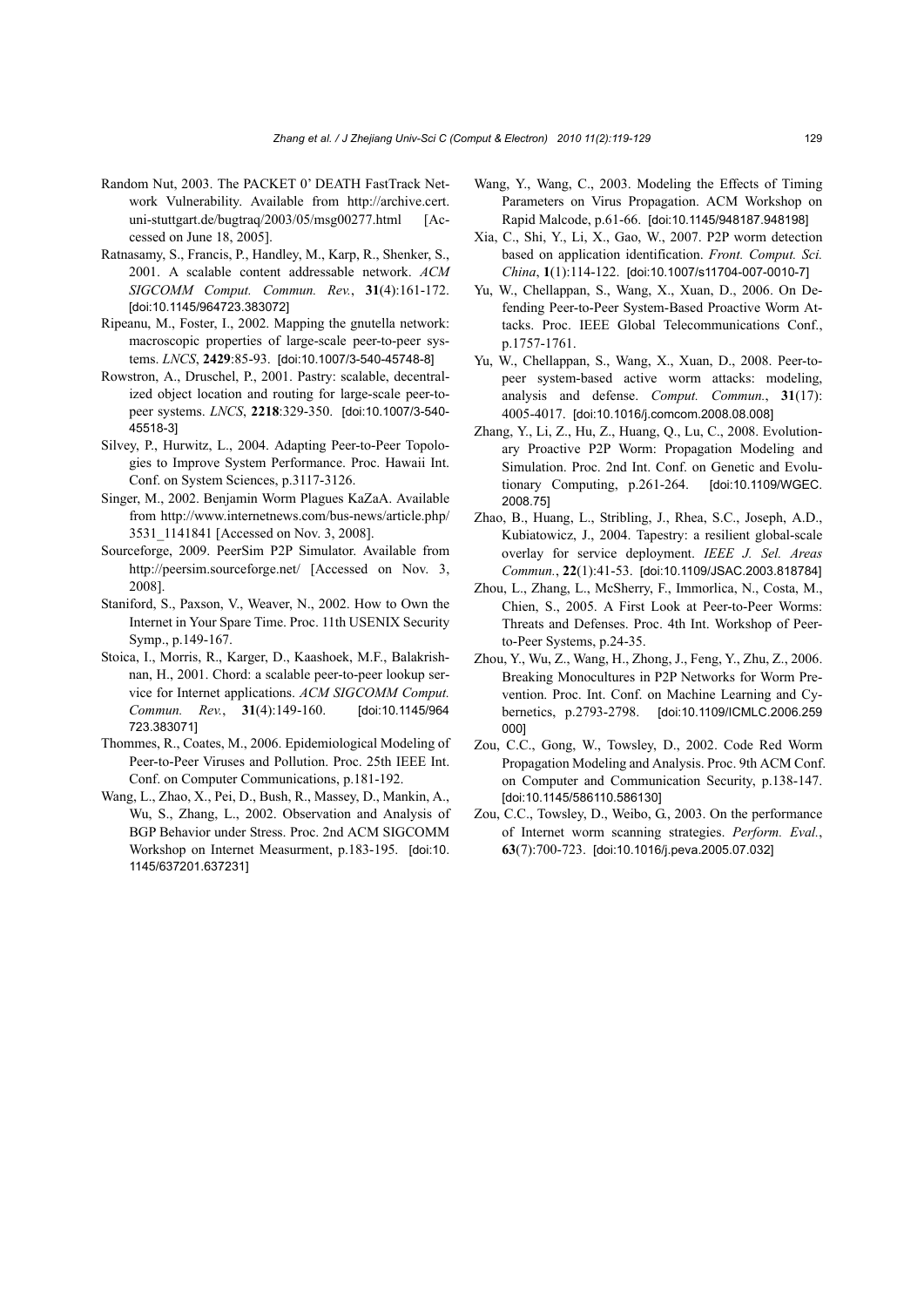Random Nut, 2003. The PACKET 0' DEATH FastTrack Network Vulnerability. Available from http://archive.cert.uni-stuttgart.de/bugtraq/2003/05/msg00277.html [Accessed on June 18, 2005].

Ratnasamy, S., Francis, P., Handley, M., Karp, R., Shenker, S., 2001. A scalable content addressable network. *ACM SIGCOMM Comput. Commun. Rev.*, **31**(4):161-172. [doi:10.1145/964723.383072]

Ripeanu, M., Foster, I., 2002. Mapping the gnutella network: macroscopic properties of large-scale peer-to-peer systems. *LNCS*, **2429**:85-93. [doi:10.1007/3-540-45748-8]

Rowstron, A., Druschel, P., 2001. Pastry: scalable, decentralized object location and routing for large-scale peer-to-peer systems. *LNCS*, **2218**:329-350. [doi:10.1007/3-540-45518-3]

Silvey, P., Hurwitz, L., 2004. Adapting Peer-to-Peer Topologies to Improve System Performance. Proc. Hawaii Int. Conf. on System Sciences, p.3117-3126.

Singer, M., 2002. Benjamin Worm Plagues KaZaA. Available from http://www.internetnews.com/bus-news/article.php/3531_1141841 [Accessed on Nov. 3, 2008].

Sourceforge, 2009. PeerSim P2P Simulator. Available from http://peersim.sourceforge.net/ [Accessed on Nov. 3, 2008].

Staniford, S., Paxson, V., Weaver, N., 2002. How to Own the Internet in Your Spare Time. Proc. 11th USENIX Security Symp., p.149-167.

Stoica, I., Morris, R., Karger, D., Kaashoek, M.F., Balakrishnan, H., 2001. Chord: a scalable peer-to-peer lookup service for Internet applications. *ACM SIGCOMM Comput. Commun. Rev.*, **31**(4):149-160. [doi:10.1145/964723.383071]

Thommes, R., Coates, M., 2006. Epidemiological Modeling of Peer-to-Peer Viruses and Pollution. Proc. 25th IEEE Int. Conf. on Computer Communications, p.181-192.

Wang, L., Zhao, X., Pei, D., Bush, R., Massey, D., Mankin, A., Wu, S., Zhang, L., 2002. Observation and Analysis of BGP Behavior under Stress. Proc. 2nd ACM SIGCOMM Workshop on Internet Measurment, p.183-195. [doi:10.1145/637201.637231]

Wang, Y., Wang, C., 2003. Modeling the Effects of Timing Parameters on Virus Propagation. ACM Workshop on Rapid Malcode, p.61-66. [doi:10.1145/948187.948198]

Xia, C., Shi, Y., Li, X., Gao, W., 2007. P2P worm detection based on application identification. *Front. Comput. Sci. China*, **1**(1):114-122. [doi:10.1007/s11704-007-0010-7]

Yu, W., Chellappan, S., Wang, X., Xuan, D., 2006. On Defending Peer-to-Peer System-Based Proactive Worm Attacks. Proc. IEEE Global Telecommunications Conf., p.1757-1761.

Yu, W., Chellappan, S., Wang, X., Xuan, D., 2008. Peer-to-peer system-based active worm attacks: modeling, analysis and defense. *Comput. Commun.*, **31**(17):4005-4017. [doi:10.1016/j.comcom.2008.08.008]

Zhang, Y., Li, Z., Hu, Z., Huang, Q., Lu, C., 2008. Evolutionary Proactive P2P Worm: Propagation Modeling and Simulation. Proc. 2nd Int. Conf. on Genetic and Evolutionary Computing, p.261-264. [doi:10.1109/WGEC.2008.75]

Zhao, B., Huang, L., Stribling, J., Rhea, S.C., Joseph, A.D., Kubiatowicz, J., 2004. Tapestry: a resilient global-scale overlay for service deployment. *IEEE J. Sel. Areas Commun.*, **22**(1):41-53. [doi:10.1109/JSAC.2003.818784]

Zhou, L., Zhang, L., McSherry, F., Immorlica, N., Costa, M., Chien, S., 2005. A First Look at Peer-to-Peer Worms: Threats and Defenses. Proc. 4th Int. Workshop of Peer-to-Peer Systems, p.24-35.

Zhou, Y., Wu, Z., Wang, H., Zhong, J., Feng, Y., Zhu, Z., 2006. Breaking Monocultures in P2P Networks for Worm Prevention. Proc. Int. Conf. on Machine Learning and Cybernetics, p.2793-2798. [doi:10.1109/ICMLC.2006.259000]

Zou, C.C., Gong, W., Towsley, D., 2002. Code Red Worm Propagation Modeling and Analysis. Proc. 9th ACM Conf. on Computer and Communication Security, p.138-147. [doi:10.1145/586110.586130]

Zou, C.C., Towsley, D., Weibo, G., 2003. On the performance of Internet worm scanning strategies. *Perform. Eval.*, **63**(7):700-723. [doi:10.1016/j.peva.2005.07.032]